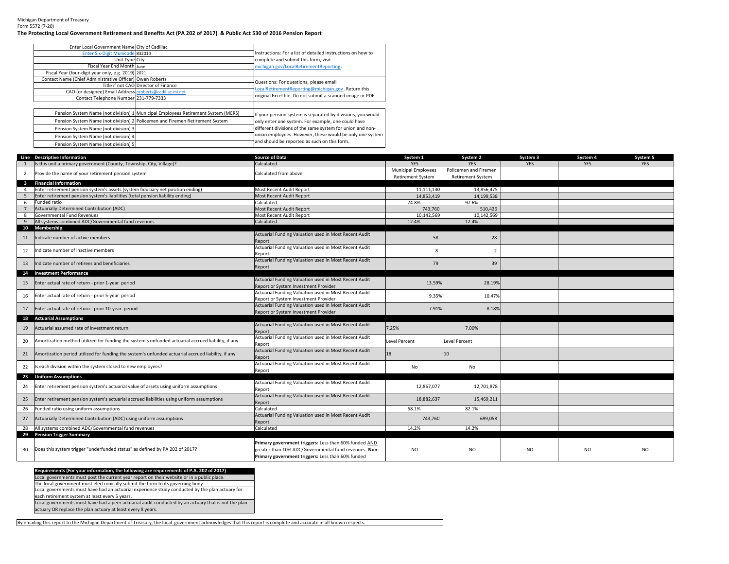Michigan Department of Treasury
Form 5572 (7-20)

**The Protecting Local Government Retirement and Benefits Act (PA 202 of 2017) & Public Act 530 of 2016 Pension Report**

| | |
|---|---|
| Enter Local Government Name | City of Cadillac |
| Enter Six-Digit Municode | 832010 |
| Unit Type | City |
| Fiscal Year End Month | June |
| Fiscal Year (four-digit year only, e.g. 2019) | 2021 |
| Contact Name (Chief Administrative Officer) | Owen Roberts |
| Title if not CAO | Director of Finance |
| CAO (or designee) Email Address | oroberts@cadillac-mi.net |
| Contact Telephone Number | 231-779-7333 |

Instructions: For a list of detailed instructions on how to complete and submit this form, visit michigan.gov/LocalRetirementReporting.

Questions: For questions, please email LocalRetirementReporting@michigan.gov. Return this original Excel file. Do not submit a scanned image or PDF.

| | |
|---|---|
| Pension System Name (not division) 1 | Municipal Employees Retirement System (MERS) |
| Pension System Name (not division) 2 | Policemen and Firemen Retirement System |
| Pension System Name (not division) 3 | |
| Pension System Name (not division) 4 | |
| Pension System Name (not division) 5 | |

If your pension system is separated by divisions, you would only enter one system. For example, one could have different divisions of the same system for union and non-union employees. However, these would be only one system and should be reported as such on this form.

| Line | Descriptive Information | Source of Data | System 1 | System 2 | System 3 | System 4 | System 5 |
|---|---|---|---|---|---|---|---|
| 1 | Is this unit a primary government (County, Township, City, Village)? | Calculated | YES | YES | YES | YES | YES |
| 2 | Provide the name of your retirement pension system | Calculated from above | Municipal Employees Retirement System | Policemen and Firemen Retirement System | | | |
| 3 | **Financial Information** | | | | | | |
| 4 | Enter retirement pension system's assets (system fiduciary net position ending) | Most Recent Audit Report | 11,111,130 | 13,856,475 | | | |
| 5 | Enter retirement pension system's liabilities (total pension liability ending) | Most Recent Audit Report | 14,853,419 | 14,199,538 | | | |
| 6 | Funded ratio | Calculated | 74.8% | 97.6% | | | |
| 7 | Actuarially Determined Contribution (ADC) | Most Recent Audit Report | 743,760 | 510,426 | | | |
| 8 | Governmental Fund Revenues | Most Recent Audit Report | 10,142,569 | 10,142,569 | | | |
| 9 | All systems combined ADC/Governmental fund revenues | Calculated | 12.4% | 12.4% | | | |
| 10 | **Membership** | | | | | | |
| 11 | Indicate number of active members | Actuarial Funding Valuation used in Most Recent Audit Report | 58 | 28 | | | |
| 12 | Indicate number of inactive members | Actuarial Funding Valuation used in Most Recent Audit Report | 8 | 2 | | | |
| 13 | Indicate number of retirees and beneficiaries | Actuarial Funding Valuation used in Most Recent Audit Report | 79 | 39 | | | |
| 14 | **Investment Performance** | | | | | | |
| 15 | Enter actual rate of return - prior 1-year period | Actuarial Funding Valuation used in Most Recent Audit Report or System Investment Provider | 13.59% | 28.19% | | | |
| 16 | Enter actual rate of return - prior 5-year period | Actuarial Funding Valuation used in Most Recent Audit Report or System Investment Provider | 9.35% | 10.47% | | | |
| 17 | Enter actual rate of return - prior 10-year period | Actuarial Funding Valuation used in Most Recent Audit Report or System Investment Provider | 7.91% | 8.18% | | | |
| 18 | **Actuarial Assumptions** | | | | | | |
| 19 | Actuarial assumed rate of investment return | Actuarial Funding Valuation used in Most Recent Audit Report | 7.25% | 7.00% | | | |
| 20 | Amortization method utilized for funding the system's unfunded actuarial accrued liability, if any | Actuarial Funding Valuation used in Most Recent Audit Report | Level Percent | Level Percent | | | |
| 21 | Amortization period utilized for funding the system's unfunded actuarial accrued liability, if any | Actuarial Funding Valuation used in Most Recent Audit Report | 18 | 10 | | | |
| 22 | Is each division within the system closed to new employees? | Actuarial Funding Valuation used in Most Recent Audit Report | No | No | | | |
| 23 | **Uniform Assumptions** | | | | | | |
| 24 | Enter retirement pension system's actuarial value of assets using uniform assumptions | Actuarial Funding Valuation used in Most Recent Audit Report | 12,867,077 | 12,701,878 | | | |
| 25 | Enter retirement pension system's actuarial accrued liabilities using uniform assumptions | Actuarial Funding Valuation used in Most Recent Audit Report | 18,882,637 | 15,469,211 | | | |
| 26 | Funded ratio using uniform assumptions | Calculated | 68.1% | 82.1% | | | |
| 27 | Actuarially Determined Contribution (ADC) using uniform assumptions | Actuarial Funding Valuation used in Most Recent Audit Report | 743,760 | 699,058 | | | |
| 28 | All systems combined ADC/Governmental fund revenues | Calculated | 14.2% | 14.2% | | | |
| 29 | **Pension Trigger Summary** | | | | | | |
| 30 | Does this system trigger "underfunded status" as defined by PA 202 of 2017? | **Primary government triggers:** Less than 60% funded AND greater than 10% ADC/Governmental fund revenues. **Non-Primary government triggers:** Less than 60% funded | NO | NO | NO | NO | NO |

| **Requirements (For your information, the following are requirements of P.A. 202 of 2017)** |
|---|
| Local governments must post the current year report on their website or in a public place. |
| The local government must electronically submit the form to its governing body. |
| Local governments must have had an actuarial experience study conducted by the plan actuary for each retirement system at least every 5 years. |
| Local governments must have had a peer actuarial audit conducted by an actuary that is not the plan actuary OR replace the plan actuary at least every 8 years. |

By emailing this report to the Michigan Department of Treasury, the local government acknowledges that this report is complete and accurate in all known respects.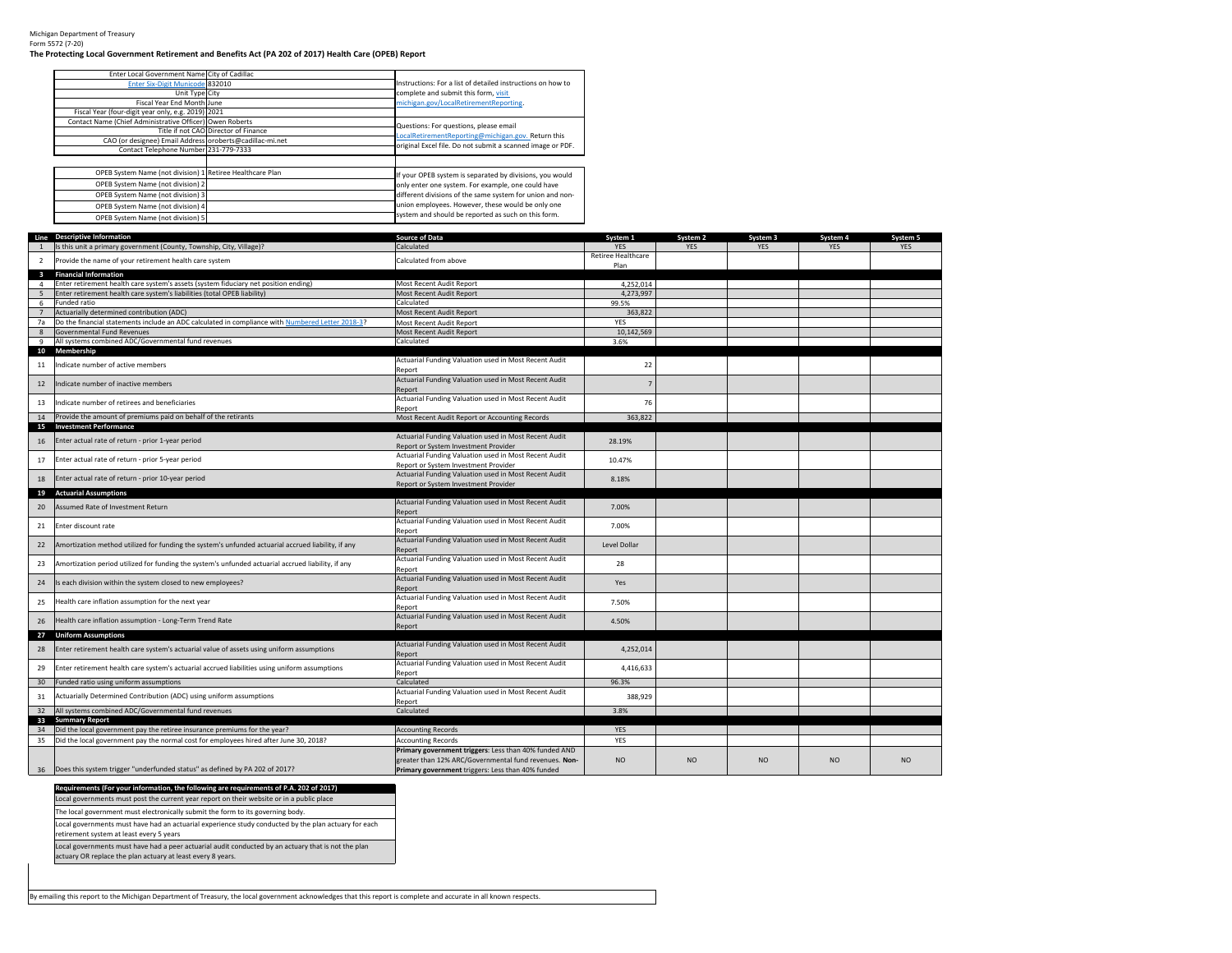Michigan Department of Treasury
Form 5572 (7-20)

**The Protecting Local Government Retirement and Benefits Act (PA 202 of 2017) Health Care (OPEB) Report**

| | |
|---|---|
| Enter Local Government Name | City of Cadillac |
| Enter Six-Digit Municode | 832010 |
| Unit Type | City |
| Fiscal Year End Month | June |
| Fiscal Year (four-digit year only, e.g. 2019) | 2021 |
| Contact Name (Chief Administrative Officer) | Owen Roberts |
| Title if not CAO | Director of Finance |
| CAO (or designee) Email Address | oroberts@cadillac-mi.net |
| Contact Telephone Number | 231-779-7333 |

Instructions: For a list of detailed instructions on how to complete and submit this form, visit michigan.gov/LocalRetirementReporting.

Questions: For questions, please email LocalRetirementReporting@michigan.gov. Return this original Excel file. Do not submit a scanned image or PDF.

| | |
|---|---|
| OPEB System Name (not division) 1 | Retiree Healthcare Plan |
| OPEB System Name (not division) 2 | |
| OPEB System Name (not division) 3 | |
| OPEB System Name (not division) 4 | |
| OPEB System Name (not division) 5 | |

If your OPEB system is separated by divisions, you would only enter one system. For example, one could have different divisions of the same system for union and non-union employees. However, these would be only one system and should be reported as such on this form.

| Line | Descriptive Information | Source of Data | System 1 | System 2 | System 3 | System 4 | System 5 |
|---|---|---|---|---|---|---|---|
| 1 | Is this unit a primary government (County, Township, City, Village)? | Calculated | YES | YES | YES | YES | YES |
| 2 | Provide the name of your retirement health care system | Calculated from above | Retiree Healthcare Plan | | | | |
| 3 | **Financial Information** | | | | | | |
| 4 | Enter retirement health care system's assets (system fiduciary net position ending) | Most Recent Audit Report | 4,252,014 | | | | |
| 5 | Enter retirement health care system's liabilities (total OPEB liability) | Most Recent Audit Report | 4,273,997 | | | | |
| 6 | Funded ratio | Calculated | 99.5% | | | | |
| 7 | Actuarially determined contribution (ADC) | Most Recent Audit Report | 363,822 | | | | |
| 7a | Do the financial statements include an ADC calculated in compliance with Numbered Letter 2018-3? | Most Recent Audit Report | YES | | | | |
| 8 | Governmental Fund Revenues | Most Recent Audit Report | 10,142,569 | | | | |
| 9 | All systems combined ADC/Governmental fund revenues | Calculated | 3.6% | | | | |
| 10 | **Membership** | | | | | | |
| 11 | Indicate number of active members | Actuarial Funding Valuation used in Most Recent Audit Report | 22 | | | | |
| 12 | Indicate number of inactive members | Actuarial Funding Valuation used in Most Recent Audit Report | 7 | | | | |
| 13 | Indicate number of retirees and beneficiaries | Actuarial Funding Valuation used in Most Recent Audit Report | 76 | | | | |
| 14 | Provide the amount of premiums paid on behalf of the retirants | Most Recent Audit Report or Accounting Records | 363,822 | | | | |
| 15 | **Investment Performance** | | | | | | |
| 16 | Enter actual rate of return - prior 1-year period | Actuarial Funding Valuation used in Most Recent Audit Report or System Investment Provider | 28.19% | | | | |
| 17 | Enter actual rate of return - prior 5-year period | Actuarial Funding Valuation used in Most Recent Audit Report or System Investment Provider | 10.47% | | | | |
| 18 | Enter actual rate of return - prior 10-year period | Actuarial Funding Valuation used in Most Recent Audit Report or System Investment Provider | 8.18% | | | | |
| 19 | **Actuarial Assumptions** | | | | | | |
| 20 | Assumed Rate of Investment Return | Actuarial Funding Valuation used in Most Recent Audit Report | 7.00% | | | | |
| 21 | Enter discount rate | Actuarial Funding Valuation used in Most Recent Audit Report | 7.00% | | | | |
| 22 | Amortization method utilized for funding the system's unfunded actuarial accrued liability, if any | Actuarial Funding Valuation used in Most Recent Audit Report | Level Dollar | | | | |
| 23 | Amortization period utilized for funding the system's unfunded actuarial accrued liability, if any | Actuarial Funding Valuation used in Most Recent Audit Report | 28 | | | | |
| 24 | Is each division within the system closed to new employees? | Actuarial Funding Valuation used in Most Recent Audit Report | Yes | | | | |
| 25 | Health care inflation assumption for the next year | Actuarial Funding Valuation used in Most Recent Audit Report | 7.50% | | | | |
| 26 | Health care inflation assumption - Long-Term Trend Rate | Actuarial Funding Valuation used in Most Recent Audit Report | 4.50% | | | | |
| 27 | **Uniform Assumptions** | | | | | | |
| 28 | Enter retirement health care system's actuarial value of assets using uniform assumptions | Actuarial Funding Valuation used in Most Recent Audit Report | 4,252,014 | | | | |
| 29 | Enter retirement health care system's actuarial accrued liabilities using uniform assumptions | Actuarial Funding Valuation used in Most Recent Audit Report | 4,416,633 | | | | |
| 30 | Funded ratio using uniform assumptions | Calculated | 96.3% | | | | |
| 31 | Actuarially Determined Contribution (ADC) using uniform assumptions | Actuarial Funding Valuation used in Most Recent Audit Report | 388,929 | | | | |
| 32 | All systems combined ADC/Governmental fund revenues | Calculated | 3.8% | | | | |
| 33 | **Summary Report** | | | | | | |
| 34 | Did the local government pay the retiree insurance premiums for the year? | Accounting Records | YES | | | | |
| 35 | Did the local government pay the normal cost for employees hired after June 30, 2018? | Accounting Records | YES | | | | |
| 36 | Does this system trigger "underfunded status" as defined by PA 202 of 2017? | **Primary government triggers**: Less than 40% funded AND greater than 12% ARC/Governmental fund revenues. **Non-Primary government** triggers: Less than 40% funded | NO | NO | NO | NO | NO |

**Requirements (For your information, the following are requirements of P.A. 202 of 2017)**

Local governments must post the current year report on their website or in a public place

The local government must electronically submit the form to its governing body.

Local governments must have had an actuarial experience study conducted by the plan actuary for each retirement system at least every 5 years

Local governments must have had a peer actuarial audit conducted by an actuary that is not the plan actuary OR replace the plan actuary at least every 8 years.

By emailing this report to the Michigan Department of Treasury, the local government acknowledges that this report is complete and accurate in all known respects.